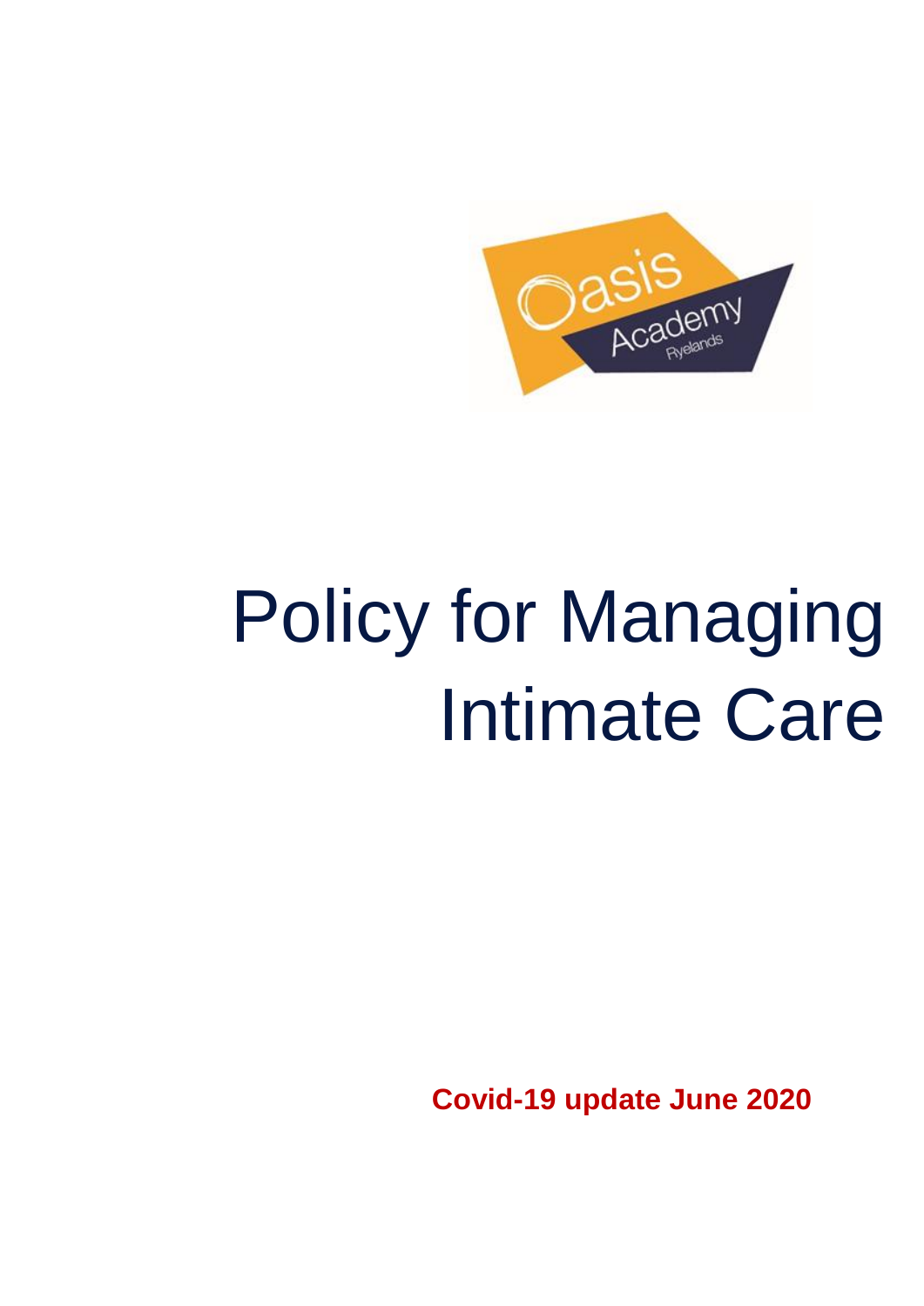# Policy for Managing Intimate Care

**Covid-19 update June 2020**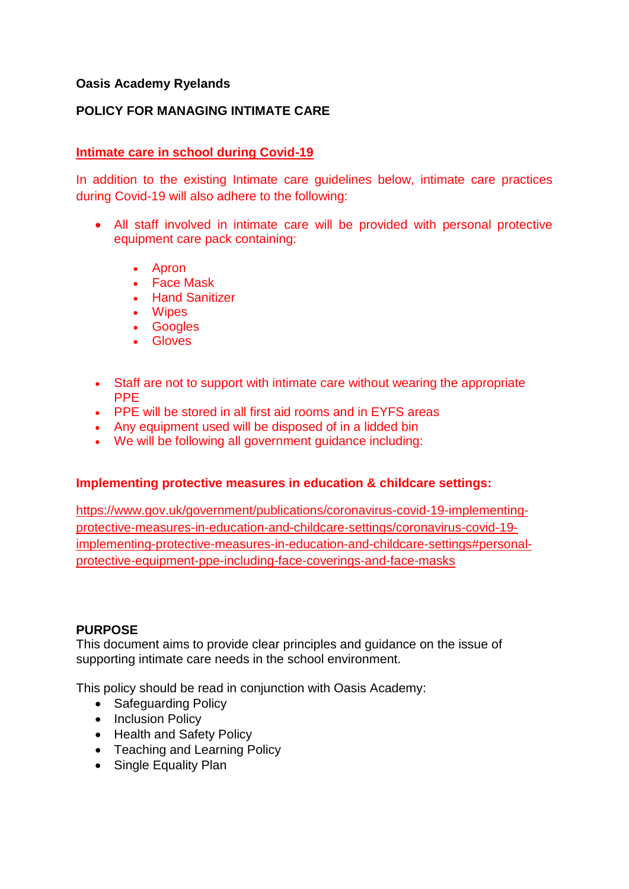**Oasis Academy Ryelands**

**POLICY FOR MANAGING INTIMATE CARE**

**Intimate care in school during Covid-19**

In addition to the existing Intimate care guidelines below, intimate care practices during Covid-19 will also adhere to the following:

- All staff involved in intimate care will be provided with personal protective equipment care pack containing:
    - Apron
    - Face Mask
    - Hand Sanitizer
    - Wipes
    - Googles
    - Gloves

- Staff are not to support with intimate care without wearing the appropriate PPE
- PPE will be stored in all first aid rooms and in EYFS areas
- Any equipment used will be disposed of in a lidded bin
- We will be following all government guidance including:

**Implementing protective measures in education & childcare settings:**

https://www.gov.uk/government/publications/coronavirus-covid-19-implementing-protective-measures-in-education-and-childcare-settings/coronavirus-covid-19-implementing-protective-measures-in-education-and-childcare-settings#personal-protective-equipment-ppe-including-face-coverings-and-face-masks

**PURPOSE**

This document aims to provide clear principles and guidance on the issue of supporting intimate care needs in the school environment.

This policy should be read in conjunction with Oasis Academy:

- Safeguarding Policy
- Inclusion Policy
- Health and Safety Policy
- Teaching and Learning Policy
- Single Equality Plan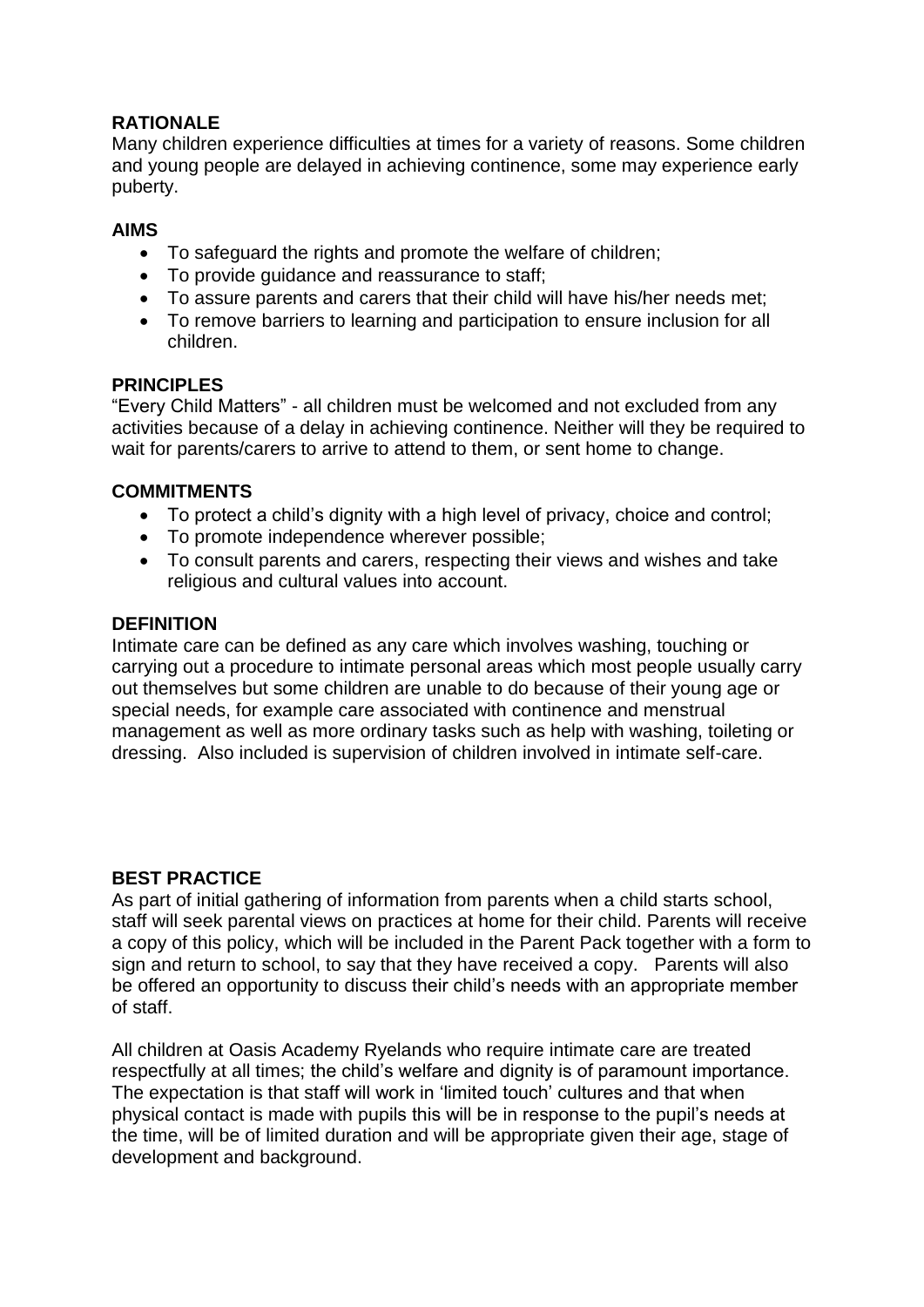**RATIONALE**

Many children experience difficulties at times for a variety of reasons. Some children and young people are delayed in achieving continence, some may experience early puberty.

**AIMS**

- To safeguard the rights and promote the welfare of children;
- To provide guidance and reassurance to staff;
- To assure parents and carers that their child will have his/her needs met;
- To remove barriers to learning and participation to ensure inclusion for all children.

**PRINCIPLES**

"Every Child Matters" - all children must be welcomed and not excluded from any activities because of a delay in achieving continence. Neither will they be required to wait for parents/carers to arrive to attend to them, or sent home to change.

**COMMITMENTS**

- To protect a child's dignity with a high level of privacy, choice and control;
- To promote independence wherever possible;
- To consult parents and carers, respecting their views and wishes and take religious and cultural values into account.

**DEFINITION**

Intimate care can be defined as any care which involves washing, touching or carrying out a procedure to intimate personal areas which most people usually carry out themselves but some children are unable to do because of their young age or special needs, for example care associated with continence and menstrual management as well as more ordinary tasks such as help with washing, toileting or dressing. Also included is supervision of children involved in intimate self-care.

**BEST PRACTICE**

As part of initial gathering of information from parents when a child starts school, staff will seek parental views on practices at home for their child. Parents will receive a copy of this policy, which will be included in the Parent Pack together with a form to sign and return to school, to say that they have received a copy. Parents will also be offered an opportunity to discuss their child's needs with an appropriate member of staff.

All children at Oasis Academy Ryelands who require intimate care are treated respectfully at all times; the child's welfare and dignity is of paramount importance. The expectation is that staff will work in 'limited touch' cultures and that when physical contact is made with pupils this will be in response to the pupil's needs at the time, will be of limited duration and will be appropriate given their age, stage of development and background.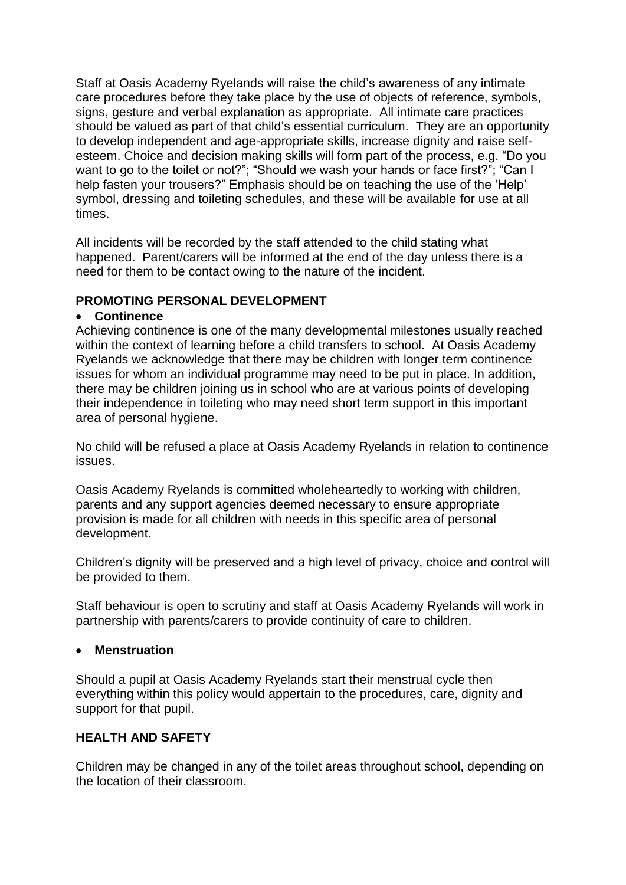Staff at Oasis Academy Ryelands will raise the child's awareness of any intimate care procedures before they take place by the use of objects of reference, symbols, signs, gesture and verbal explanation as appropriate. All intimate care practices should be valued as part of that child's essential curriculum. They are an opportunity to develop independent and age-appropriate skills, increase dignity and raise self-esteem. Choice and decision making skills will form part of the process, e.g. "Do you want to go to the toilet or not?"; "Should we wash your hands or face first?"; "Can I help fasten your trousers?" Emphasis should be on teaching the use of the 'Help' symbol, dressing and toileting schedules, and these will be available for use at all times.

All incidents will be recorded by the staff attended to the child stating what happened. Parent/carers will be informed at the end of the day unless there is a need for them to be contact owing to the nature of the incident.

**PROMOTING PERSONAL DEVELOPMENT**

- **Continence**

Achieving continence is one of the many developmental milestones usually reached within the context of learning before a child transfers to school. At Oasis Academy Ryelands we acknowledge that there may be children with longer term continence issues for whom an individual programme may need to be put in place. In addition, there may be children joining us in school who are at various points of developing their independence in toileting who may need short term support in this important area of personal hygiene.

No child will be refused a place at Oasis Academy Ryelands in relation to continence issues.

Oasis Academy Ryelands is committed wholeheartedly to working with children, parents and any support agencies deemed necessary to ensure appropriate provision is made for all children with needs in this specific area of personal development.

Children's dignity will be preserved and a high level of privacy, choice and control will be provided to them.

Staff behaviour is open to scrutiny and staff at Oasis Academy Ryelands will work in partnership with parents/carers to provide continuity of care to children.

- **Menstruation**

Should a pupil at Oasis Academy Ryelands start their menstrual cycle then everything within this policy would appertain to the procedures, care, dignity and support for that pupil.

**HEALTH AND SAFETY**

Children may be changed in any of the toilet areas throughout school, depending on the location of their classroom.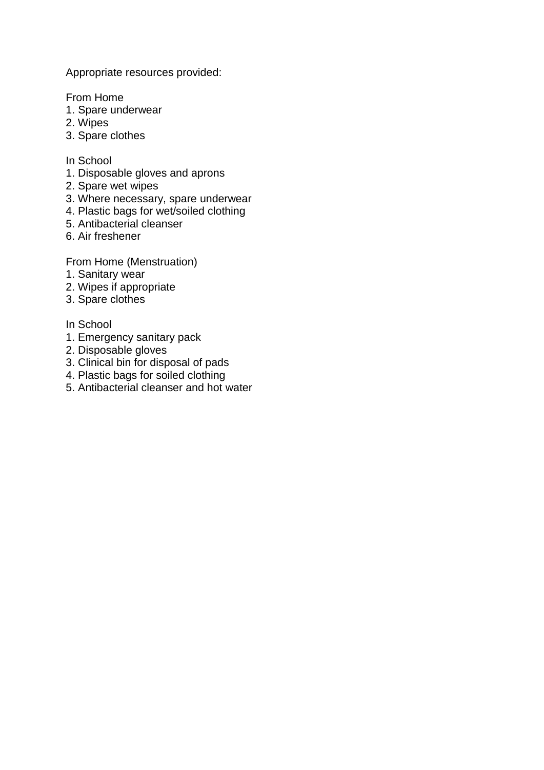Appropriate resources provided:

From Home

1. Spare underwear
2. Wipes
3. Spare clothes

In School

1. Disposable gloves and aprons
2. Spare wet wipes
3. Where necessary, spare underwear
4. Plastic bags for wet/soiled clothing
5. Antibacterial cleanser
6. Air freshener

From Home (Menstruation)

1. Sanitary wear
2. Wipes if appropriate
3. Spare clothes

In School

1. Emergency sanitary pack
2. Disposable gloves
3. Clinical bin for disposal of pads
4. Plastic bags for soiled clothing
5. Antibacterial cleanser and hot water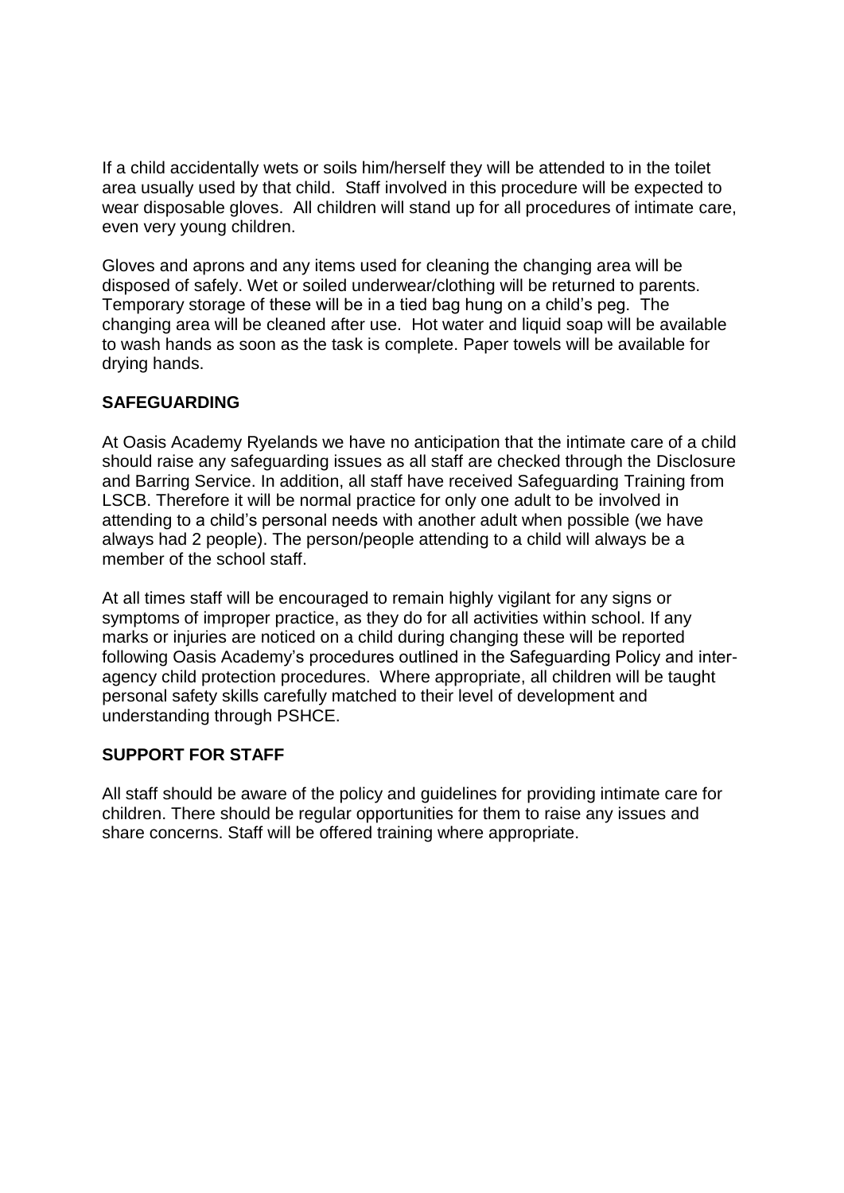If a child accidentally wets or soils him/herself they will be attended to in the toilet area usually used by that child. Staff involved in this procedure will be expected to wear disposable gloves. All children will stand up for all procedures of intimate care, even very young children.

Gloves and aprons and any items used for cleaning the changing area will be disposed of safely. Wet or soiled underwear/clothing will be returned to parents. Temporary storage of these will be in a tied bag hung on a child's peg. The changing area will be cleaned after use. Hot water and liquid soap will be available to wash hands as soon as the task is complete. Paper towels will be available for drying hands.

**SAFEGUARDING**

At Oasis Academy Ryelands we have no anticipation that the intimate care of a child should raise any safeguarding issues as all staff are checked through the Disclosure and Barring Service. In addition, all staff have received Safeguarding Training from LSCB. Therefore it will be normal practice for only one adult to be involved in attending to a child's personal needs with another adult when possible (we have always had 2 people). The person/people attending to a child will always be a member of the school staff.

At all times staff will be encouraged to remain highly vigilant for any signs or symptoms of improper practice, as they do for all activities within school. If any marks or injuries are noticed on a child during changing these will be reported following Oasis Academy's procedures outlined in the Safeguarding Policy and inter-agency child protection procedures. Where appropriate, all children will be taught personal safety skills carefully matched to their level of development and understanding through PSHCE.

**SUPPORT FOR STAFF**

All staff should be aware of the policy and guidelines for providing intimate care for children. There should be regular opportunities for them to raise any issues and share concerns. Staff will be offered training where appropriate.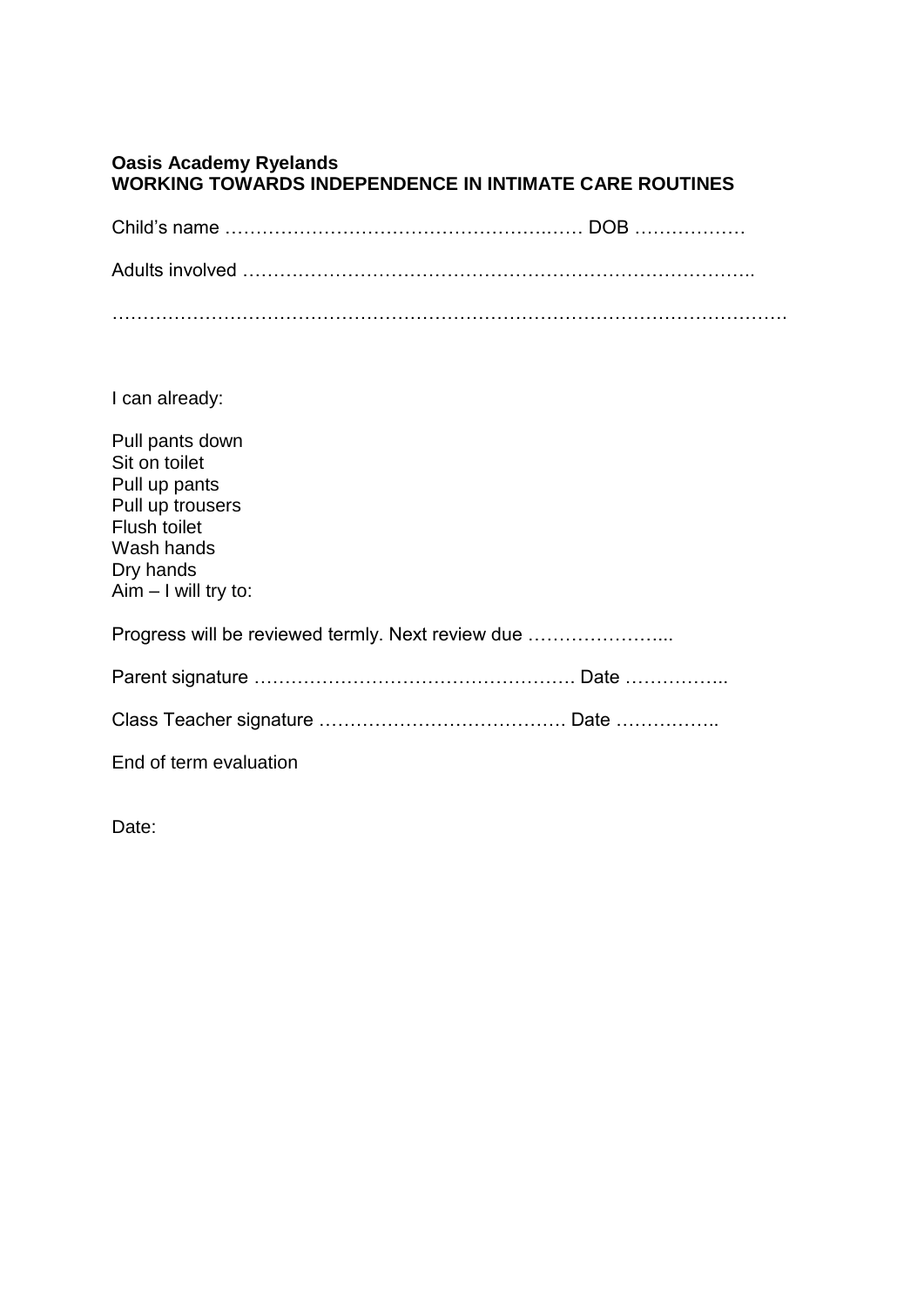**Oasis Academy Ryelands**
**WORKING TOWARDS INDEPENDENCE IN INTIMATE CARE ROUTINES**

Child's name ………………………………………………… DOB ………………

Adults involved ……………………………………………………………………..

…………………………………………………………………………………………

I can already:

Pull pants down
Sit on toilet
Pull up pants
Pull up trousers
Flush toilet
Wash hands
Dry hands
Aim – I will try to:

Progress will be reviewed termly. Next review due …………………...

Parent signature ……………………………………………. Date ……………..

Class Teacher signature ………………………………… Date ……………..

End of term evaluation

Date: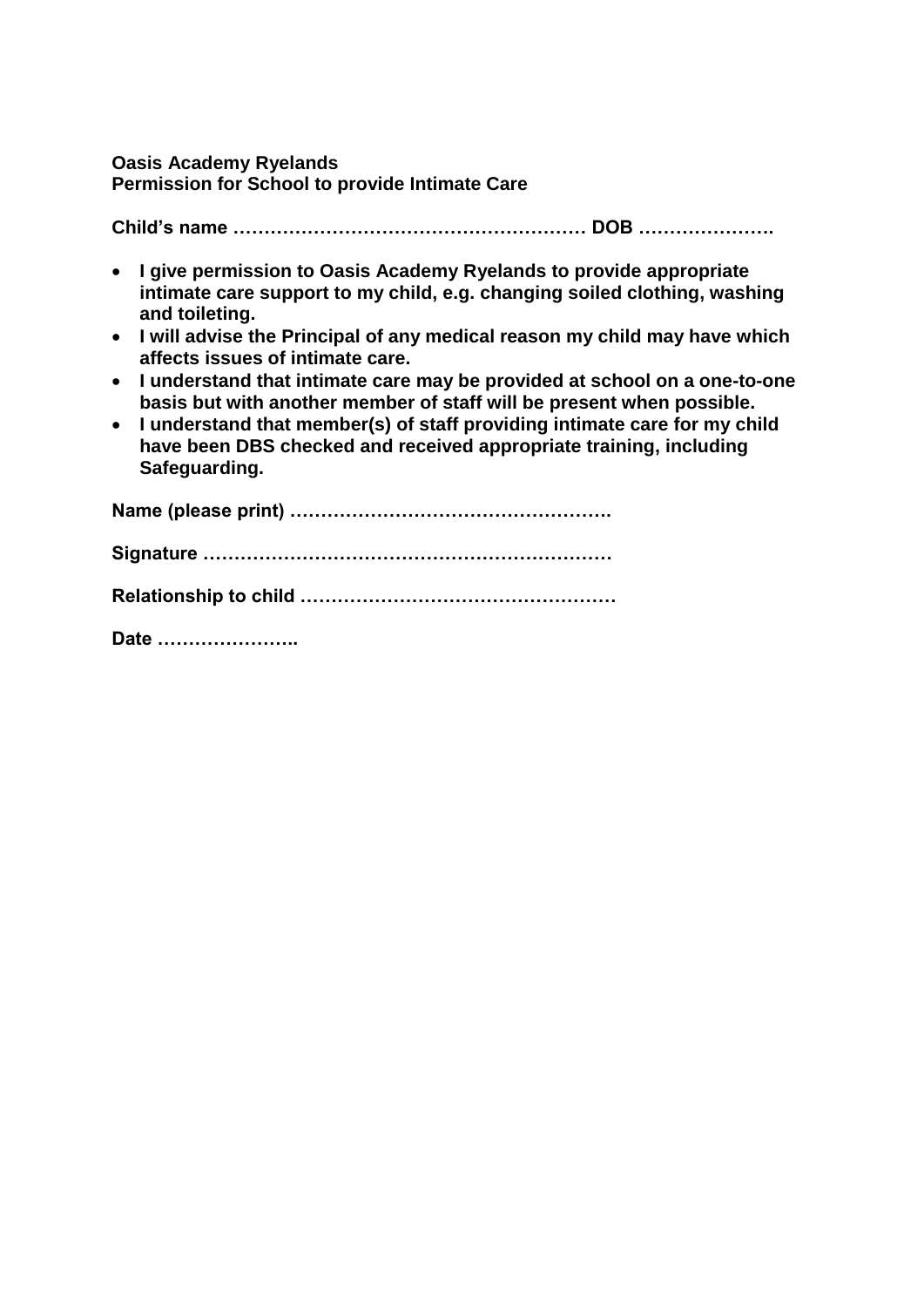**Oasis Academy Ryelands**
**Permission for School to provide Intimate Care**

**Child's name ………………………………………………… DOB ………………….**

- **I give permission to Oasis Academy Ryelands to provide appropriate intimate care support to my child, e.g. changing soiled clothing, washing and toileting.**
- **I will advise the Principal of any medical reason my child may have which affects issues of intimate care.**
- **I understand that intimate care may be provided at school on a one-to-one basis but with another member of staff will be present when possible.**
- **I understand that member(s) of staff providing intimate care for my child have been DBS checked and received appropriate training, including Safeguarding.**

**Name (please print) …………………………………………….**

**Signature …………………………………………………………**

**Relationship to child ……………………………………………**

**Date …………………..**